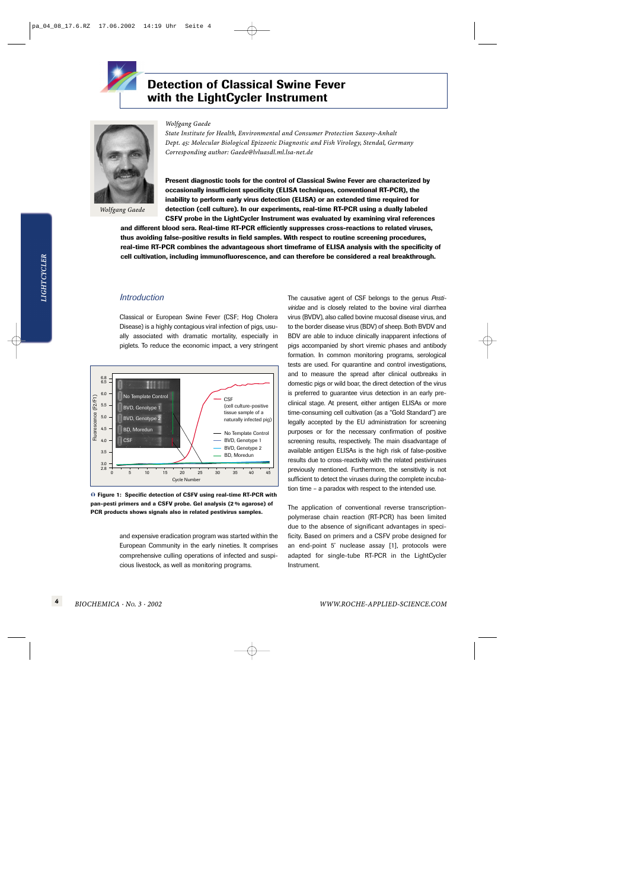# Detection of Classical Swine Fever with the LightCycler Instrument

*Wolfgang Gaede*
*State Institute for Health, Environmental and Consumer Protection Saxony-Anhalt*
*Dept. 45: Molecular Biological Epizootic Diagnostic and Fish Virology, Stendal, Germany*
*Corresponding author: Gaede@lvluasdl.ml.lsa-net.de*

*Wolfgang Gaede*

**Present diagnostic tools for the control of Classical Swine Fever are characterized by occasionally insufficient specificity (ELISA techniques, conventional RT-PCR), the inability to perform early virus detection (ELISA) or an extended time required for detection (cell culture). In our experiments, real-time RT-PCR using a dually labeled CSFV probe in the LightCycler Instrument was evaluated by examining viral references and different blood sera. Real-time RT-PCR efficiently suppresses cross-reactions to related viruses, thus avoiding false-positive results in field samples. With respect to routine screening procedures, real-time RT-PCR combines the advantageous short timeframe of ELISA analysis with the specificity of cell cultivation, including immunofluorescence, and can therefore be considered a real breakthrough.**

## Introduction

Classical or European Swine Fever (CSF; Hog Cholera Disease) is a highly contagious viral infection of pigs, usually associated with dramatic mortality, especially in piglets. To reduce the economic impact, a very stringent and expensive eradication program was started within the European Community in the early nineties. It comprises comprehensive culling operations of infected and suspicious livestock, as well as monitoring programs.

**Figure 1: Specific detection of CSFV using real-time RT-PCR with pan-pesti primers and a CSFV probe. Gel analysis (2 % agarose) of PCR products shows signals also in related pestivirus samples.**

The causative agent of CSF belongs to the genus *Pestiviridae* and is closely related to the bovine viral diarrhea virus (BVDV), also called bovine mucosal disease virus, and to the border disease virus (BDV) of sheep. Both BVDV and BDV are able to induce clinically inapparent infections of pigs accompanied by short viremic phases and antibody formation. In common monitoring programs, serological tests are used. For quarantine and control investigations, and to measure the spread after clinical outbreaks in domestic pigs or wild boar, the direct detection of the virus is preferred to guarantee virus detection in an early pre-clinical stage. At present, either antigen ELISAs or more time-consuming cell cultivation (as a "Gold Standard") are legally accepted by the EU administration for screening purposes or for the necessary confirmation of positive screening results, respectively. The main disadvantage of available antigen ELISAs is the high risk of false-positive results due to cross-reactivity with the related pestiviruses previously mentioned. Furthermore, the sensitivity is not sufficient to detect the viruses during the complete incubation time – a paradox with respect to the intended use.

The application of conventional reverse transcription-polymerase chain reaction (RT-PCR) has been limited due to the absence of significant advantages in specificity. Based on primers and a CSFV probe designed for an end-point 5' nuclease assay [1], protocols were adapted for single-tube RT-PCR in the LightCycler Instrument.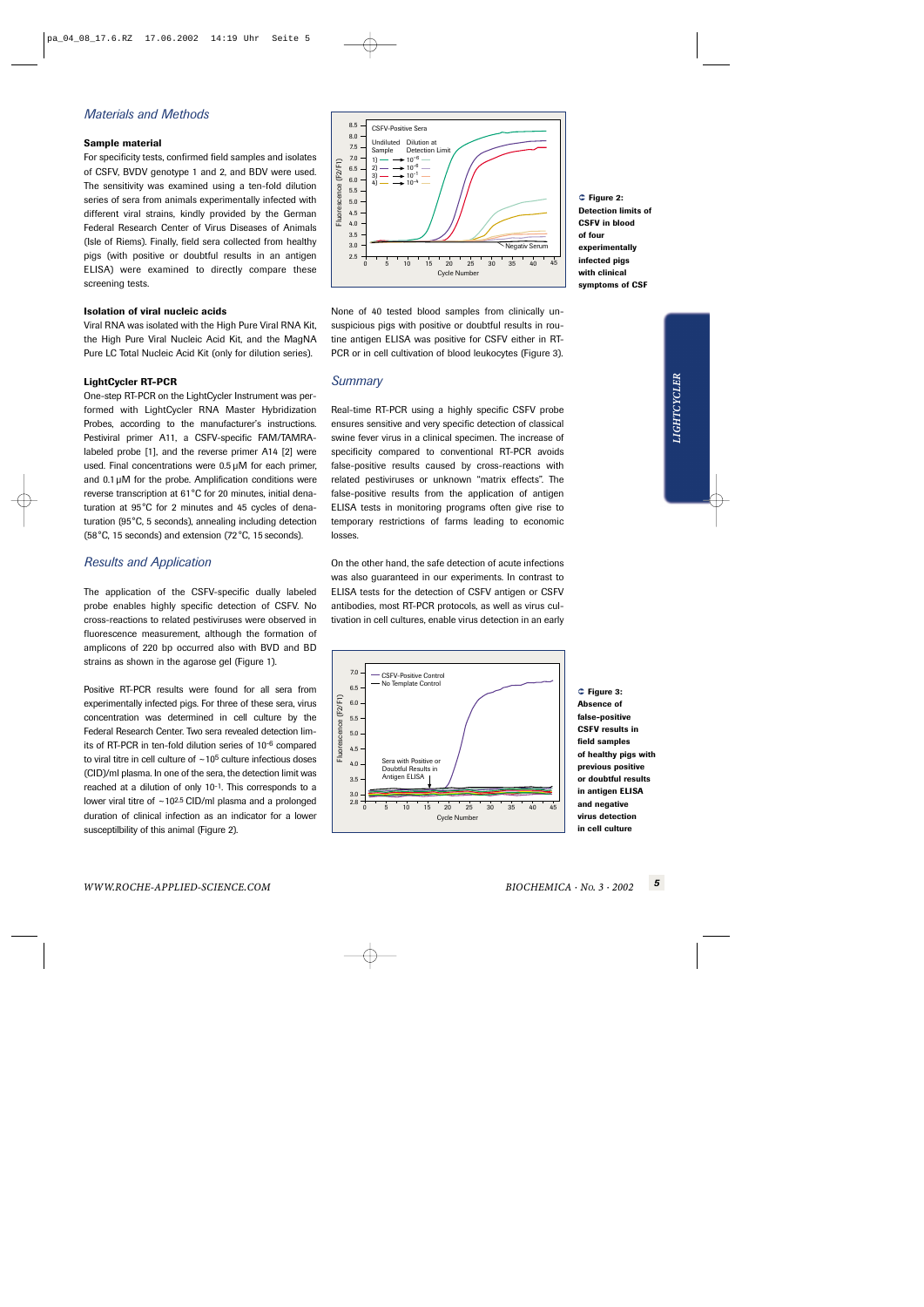## Materials and Methods

### Sample material

For specificity tests, confirmed field samples and isolates of CSFV, BVDV genotype 1 and 2, and BDV were used. The sensitivity was examined using a ten-fold dilution series of sera from animals experimentally infected with different viral strains, kindly provided by the German Federal Research Center of Virus Diseases of Animals (Isle of Riems). Finally, field sera collected from healthy pigs (with positive or doubtful results in an antigen ELISA) were examined to directly compare these screening tests.

### Isolation of viral nucleic acids

Viral RNA was isolated with the High Pure Viral RNA Kit, the High Pure Viral Nucleic Acid Kit, and the MagNA Pure LC Total Nucleic Acid Kit (only for dilution series).

### LightCycler RT-PCR

One-step RT-PCR on the LightCycler Instrument was performed with LightCycler RNA Master Hybridization Probes, according to the manufacturer's instructions. Pestiviral primer A11, a CSFV-specific FAM/TAMRA-labeled probe [1], and the reverse primer A14 [2] were used. Final concentrations were 0.5 µM for each primer, and 0.1 µM for the probe. Amplification conditions were reverse transcription at 61°C for 20 minutes, initial denaturation at 95°C for 2 minutes and 45 cycles of denaturation (95°C, 5 seconds), annealing including detection (58°C, 15 seconds) and extension (72°C, 15 seconds).

## Results and Application

The application of the CSFV-specific dually labeled probe enables highly specific detection of CSFV. No cross-reactions to related pestiviruses were observed in fluorescence measurement, although the formation of amplicons of 220 bp occurred also with BVD and BD strains as shown in the agarose gel (Figure 1).

Positive RT-PCR results were found for all sera from experimentally infected pigs. For three of these sera, virus concentration was determined in cell culture by the Federal Research Center. Two sera revealed detection limits of RT-PCR in ten-fold dilution series of $10^{-6}$ compared to viral titre in cell culture of $\sim 10^5$ culture infectious doses (CID)/ml plasma. In one of the sera, the detection limit was reached at a dilution of only $10^{-1}$. This corresponds to a lower viral titre of $\sim 10^{2.5}$ CID/ml plasma and a prolonged duration of clinical infection as an indicator for a lower susceptibility of this animal (Figure 2).

**Figure 2: Detection limits of CSFV in blood of four experimentally infected pigs with clinical symptoms of CSF**

None of 40 tested blood samples from clinically unsuspicious pigs with positive or doubtful results in routine antigen ELISA was positive for CSFV either in RT-PCR or in cell cultivation of blood leukocytes (Figure 3).

## Summary

Real-time RT-PCR using a highly specific CSFV probe ensures sensitive and very specific detection of classical swine fever virus in a clinical specimen. The increase of specificity compared to conventional RT-PCR avoids false-positive results caused by cross-reactions with related pestiviruses or unknown "matrix effects". The false-positive results from the application of antigen ELISA tests in monitoring programs often give rise to temporary restrictions of farms leading to economic losses.

On the other hand, the safe detection of acute infections was also guaranteed in our experiments. In contrast to ELISA tests for the detection of CSFV antigen or CSFV antibodies, most RT-PCR protocols, as well as virus cultivation in cell cultures, enable virus detection in an early

**Figure 3: Absence of false-positive CSFV results in field samples of healthy pigs with previous positive or doubtful results in antigen ELISA and negative virus detection in cell culture**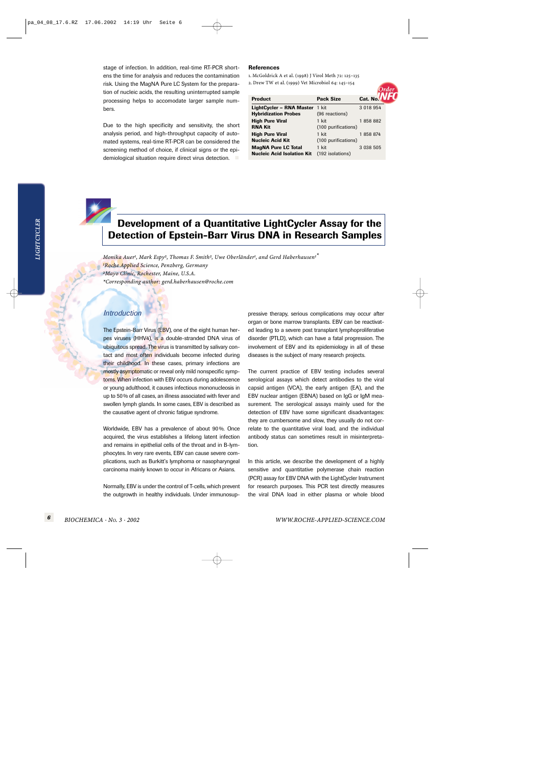stage of infection. In addition, real-time RT-PCR shortens the time for analysis and reduces the contamination risk. Using the MagNA Pure LC System for the preparation of nucleic acids, the resulting uninterrupted sample processing helps to accomodate larger sample numbers.

Due to the high specificity and sensitivity, the short analysis period, and high-throughput capacity of automated systems, real-time RT-PCR can be considered the screening method of choice, if clinical signs or the epidemiological situation require direct virus detection.

**References**

1. McGoldrick A et al. (1998) J Virol Meth 72: 125–135
2. Drew TW et al. (1999) Vet Microbiol 64: 145–154

| Product | Pack Size | Cat. No. |
|---|---|---|
| **LightCycler – RNA Master Hybridization Probes** | 1 kit (96 reactions) | 3 018 954 |
| **High Pure Viral RNA Kit** | 1 kit (100 purifications) | 1 858 882 |
| **High Pure Viral Nucleic Acid Kit** | 1 kit (100 purifications) | 1 858 874 |
| **MagNA Pure LC Total Nucleic Acid Isolation Kit** | 1 kit (192 isolations) | 3 038 505 |

# Development of a Quantitative LightCycler Assay for the Detection of Epstein-Barr Virus DNA in Research Samples

*Monika Auer[1], Mark Espy[2], Thomas F. Smith[2], Uwe Oberländer[1], and Gerd Haberhausen[1]\**
*[1]Roche Applied Science, Penzberg, Germany*
*[2]Mayo Clinic, Rochester, Maine, U.S.A.*
*\*Corresponding author: gerd.haberhausen@roche.com*

## *Introduction*

The Epstein-Barr Virus (EBV), one of the eight human herpes viruses (HHV4), is a double-stranded DNA virus of ubiquitous spread. The virus is transmitted by salivary contact and most often individuals become infected during their childhood. In these cases, primary infections are mostly asymptomatic or reveal only mild nonspecific symptoms. When infection with EBV occurs during adolescence or young adulthood, it causes infectious mononucleosis in up to 50 % of all cases, an illness associated with fever and swollen lymph glands. In some cases, EBV is described as the causative agent of chronic fatigue syndrome.

Worldwide, EBV has a prevalence of about 90 %. Once acquired, the virus establishes a lifelong latent infection and remains in epithelial cells of the throat and in B-lymphocytes. In very rare events, EBV can cause severe complications, such as Burkitt's lymphoma or nasopharyngeal carcinoma mainly known to occur in Africans or Asians.

Normally, EBV is under the control of T-cells, which prevent the outgrowth in healthy individuals. Under immunosuppressive therapy, serious complications may occur after organ or bone marrow transplants. EBV can be reactivated leading to a severe post transplant lymphoproliferative disorder (PTLD), which can have a fatal progression. The involvement of EBV and its epidemiology in all of these diseases is the subject of many research projects.

The current practice of EBV testing includes several serological assays which detect antibodies to the viral capsid antigen (VCA), the early antigen (EA), and the EBV nuclear antigen (EBNA) based on IgG or IgM measurement. The serological assays mainly used for the detection of EBV have some significant disadvantages: they are cumbersome and slow, they usually do not correlate to the quantitative viral load, and the individual antibody status can sometimes result in misinterpretation.

In this article, we describe the development of a highly sensitive and quantitative polymerase chain reaction (PCR) assay for EBV DNA with the LightCycler Instrument for research purposes. This PCR test directly measures the viral DNA load in either plasma or whole blood